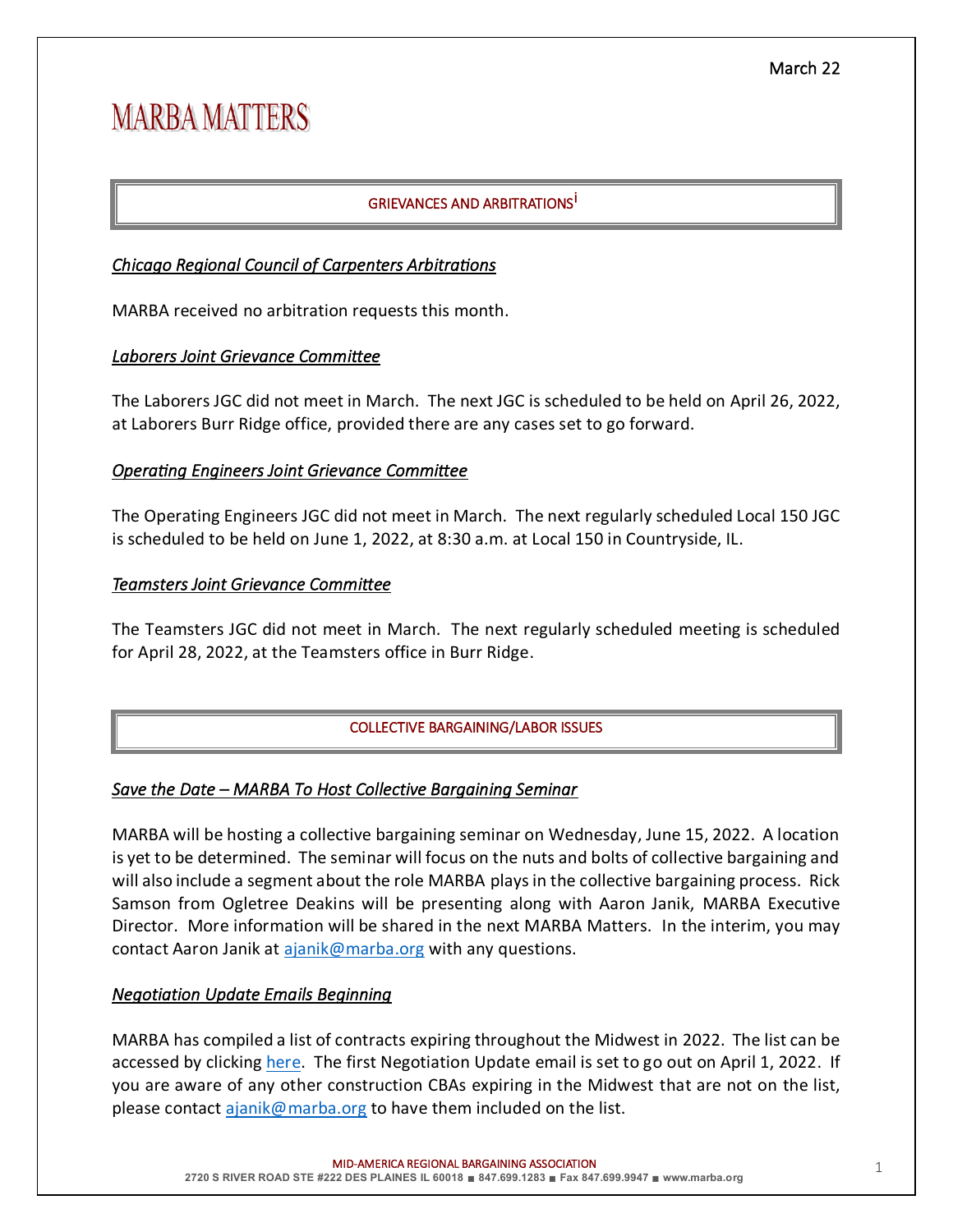March 22

# MARBA MATTERS

## GRIEVANCES AND ARBITRATIONS[i]

### *Chicago Regional Council of Carpenters Arbitrations*

MARBA received no arbitration requests this month.

### *Laborers Joint Grievance Committee*

The Laborers JGC did not meet in March. The next JGC is scheduled to be held on April 26, 2022, at Laborers Burr Ridge office, provided there are any cases set to go forward.

### *Operating Engineers Joint Grievance Committee*

The Operating Engineers JGC did not meet in March. The next regularly scheduled Local 150 JGC is scheduled to be held on June 1, 2022, at 8:30 a.m. at Local 150 in Countryside, IL.

### *Teamsters Joint Grievance Committee*

The Teamsters JGC did not meet in March. The next regularly scheduled meeting is scheduled for April 28, 2022, at the Teamsters office in Burr Ridge.

## COLLECTIVE BARGAINING/LABOR ISSUES

### *Save the Date – MARBA To Host Collective Bargaining Seminar*

MARBA will be hosting a collective bargaining seminar on Wednesday, June 15, 2022. A location is yet to be determined. The seminar will focus on the nuts and bolts of collective bargaining and will also include a segment about the role MARBA plays in the collective bargaining process. Rick Samson from Ogletree Deakins will be presenting along with Aaron Janik, MARBA Executive Director. More information will be shared in the next MARBA Matters. In the interim, you may contact Aaron Janik at ajanik@marba.org with any questions.

### *Negotiation Update Emails Beginning*

MARBA has compiled a list of contracts expiring throughout the Midwest in 2022. The list can be accessed by clicking here. The first Negotiation Update email is set to go out on April 1, 2022. If you are aware of any other construction CBAs expiring in the Midwest that are not on the list, please contact ajanik@marba.org to have them included on the list.

MID-AMERICA REGIONAL BARGAINING ASSOCIATION
2720 S RIVER ROAD STE #222 DES PLAINES IL 60018 ■ 847.699.1283 ■ Fax 847.699.9947 ■ www.marba.org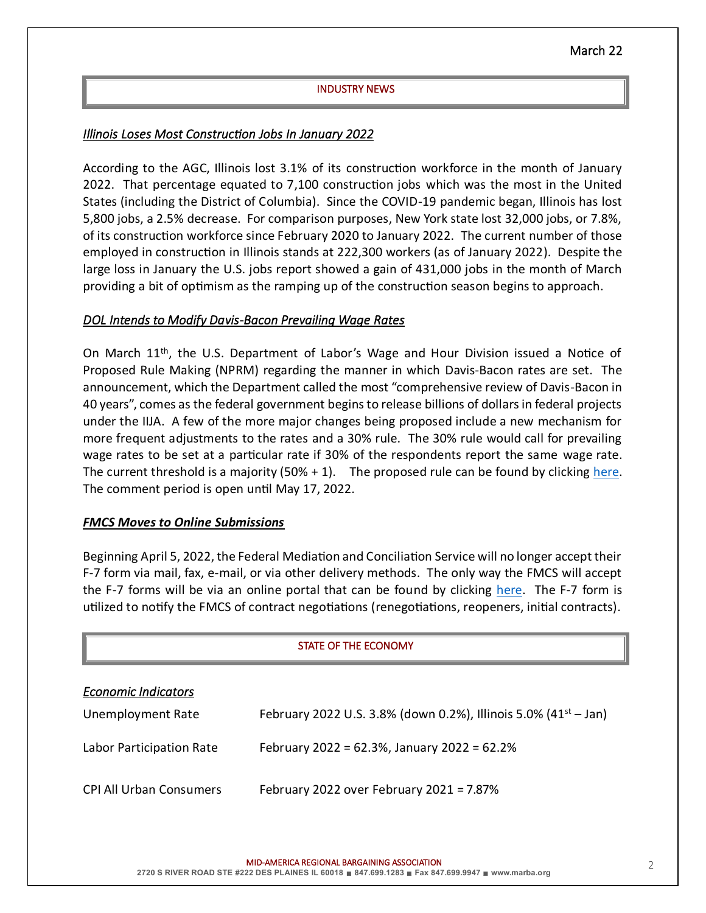March 22

## INDUSTRY NEWS

### *Illinois Loses Most Construction Jobs In January 2022*

According to the AGC, Illinois lost 3.1% of its construction workforce in the month of January 2022. That percentage equated to 7,100 construction jobs which was the most in the United States (including the District of Columbia). Since the COVID-19 pandemic began, Illinois has lost 5,800 jobs, a 2.5% decrease. For comparison purposes, New York state lost 32,000 jobs, or 7.8%, of its construction workforce since February 2020 to January 2022. The current number of those employed in construction in Illinois stands at 222,300 workers (as of January 2022). Despite the large loss in January the U.S. jobs report showed a gain of 431,000 jobs in the month of March providing a bit of optimism as the ramping up of the construction season begins to approach.

### *DOL Intends to Modify Davis-Bacon Prevailing Wage Rates*

On March 11th, the U.S. Department of Labor's Wage and Hour Division issued a Notice of Proposed Rule Making (NPRM) regarding the manner in which Davis-Bacon rates are set. The announcement, which the Department called the most "comprehensive review of Davis-Bacon in 40 years", comes as the federal government begins to release billions of dollars in federal projects under the IIJA. A few of the more major changes being proposed include a new mechanism for more frequent adjustments to the rates and a 30% rule. The 30% rule would call for prevailing wage rates to be set at a particular rate if 30% of the respondents report the same wage rate. The current threshold is a majority (50% + 1). The proposed rule can be found by clicking here. The comment period is open until May 17, 2022.

### ***FMCS Moves to Online Submissions***

Beginning April 5, 2022, the Federal Mediation and Conciliation Service will no longer accept their F-7 form via mail, fax, e-mail, or via other delivery methods. The only way the FMCS will accept the F-7 forms will be via an online portal that can be found by clicking here. The F-7 form is utilized to notify the FMCS of contract negotiations (renegotiations, reopeners, initial contracts).

## STATE OF THE ECONOMY

### *Economic Indicators*

| | |
|---|---|
| Unemployment Rate | February 2022 U.S. 3.8% (down 0.2%), Illinois 5.0% (41st – Jan) |
| Labor Participation Rate | February 2022 = 62.3%, January 2022 = 62.2% |
| CPI All Urban Consumers | February 2022 over February 2021 = 7.87% |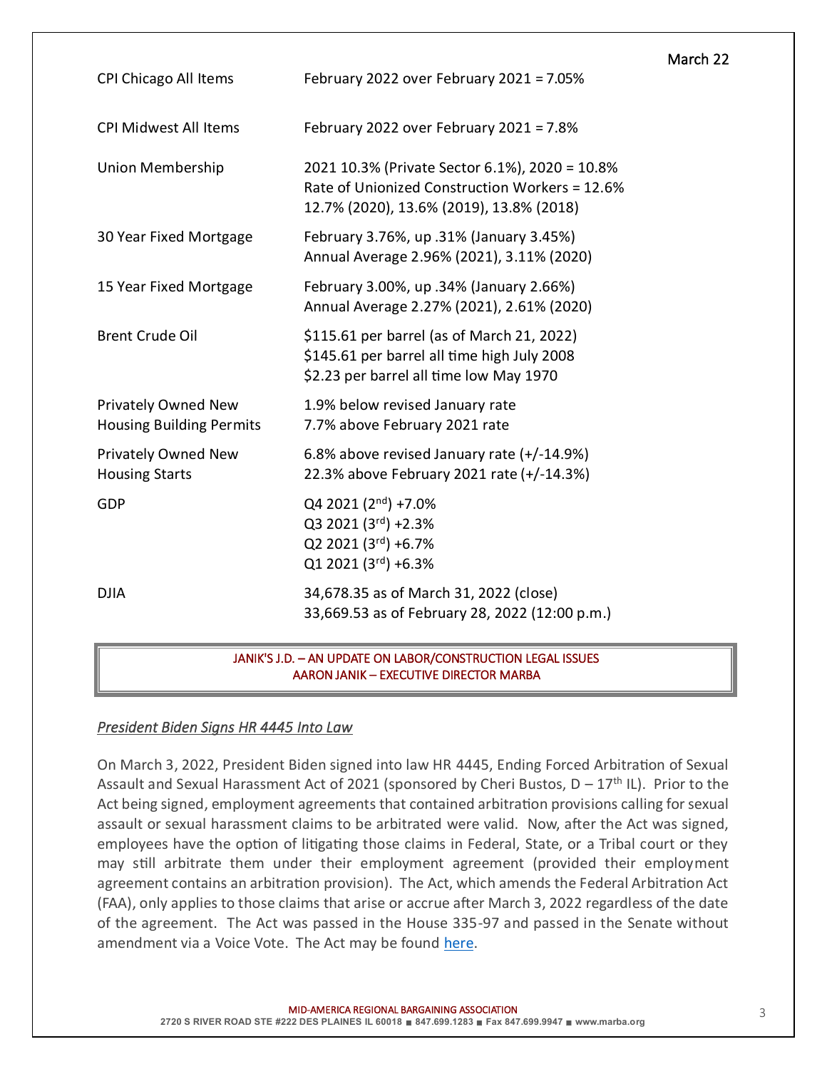March 22

| | |
|---|---|
| CPI Chicago All Items | February 2022 over February 2021 = 7.05% |
| CPI Midwest All Items | February 2022 over February 2021 = 7.8% |
| Union Membership | 2021 10.3% (Private Sector 6.1%), 2020 = 10.8%<br>Rate of Unionized Construction Workers = 12.6%<br>12.7% (2020), 13.6% (2019), 13.8% (2018) |
| 30 Year Fixed Mortgage | February 3.76%, up .31% (January 3.45%)<br>Annual Average 2.96% (2021), 3.11% (2020) |
| 15 Year Fixed Mortgage | February 3.00%, up .34% (January 2.66%)<br>Annual Average 2.27% (2021), 2.61% (2020) |
| Brent Crude Oil | $115.61 per barrel (as of March 21, 2022)<br>$145.61 per barrel all time high July 2008<br>$2.23 per barrel all time low May 1970 |
| Privately Owned New Housing Building Permits | 1.9% below revised January rate<br>7.7% above February 2021 rate |
| Privately Owned New Housing Starts | 6.8% above revised January rate (+/-14.9%)<br>22.3% above February 2021 rate (+/-14.3%) |
| GDP | Q4 2021 (2nd) +7.0%<br>Q3 2021 (3rd) +2.3%<br>Q2 2021 (3rd) +6.7%<br>Q1 2021 (3rd) +6.3% |
| DJIA | 34,678.35 as of March 31, 2022 (close)<br>33,669.53 as of February 28, 2022 (12:00 p.m.) |

## JANIK'S J.D. – AN UPDATE ON LABOR/CONSTRUCTION LEGAL ISSUES
## AARON JANIK – EXECUTIVE DIRECTOR MARBA

### *President Biden Signs HR 4445 Into Law*

On March 3, 2022, President Biden signed into law HR 4445, Ending Forced Arbitration of Sexual Assault and Sexual Harassment Act of 2021 (sponsored by Cheri Bustos, D – 17th IL). Prior to the Act being signed, employment agreements that contained arbitration provisions calling for sexual assault or sexual harassment claims to be arbitrated were valid. Now, after the Act was signed, employees have the option of litigating those claims in Federal, State, or a Tribal court or they may still arbitrate them under their employment agreement (provided their employment agreement contains an arbitration provision). The Act, which amends the Federal Arbitration Act (FAA), only applies to those claims that arise or accrue after March 3, 2022 regardless of the date of the agreement. The Act was passed in the House 335-97 and passed in the Senate without amendment via a Voice Vote. The Act may be found here.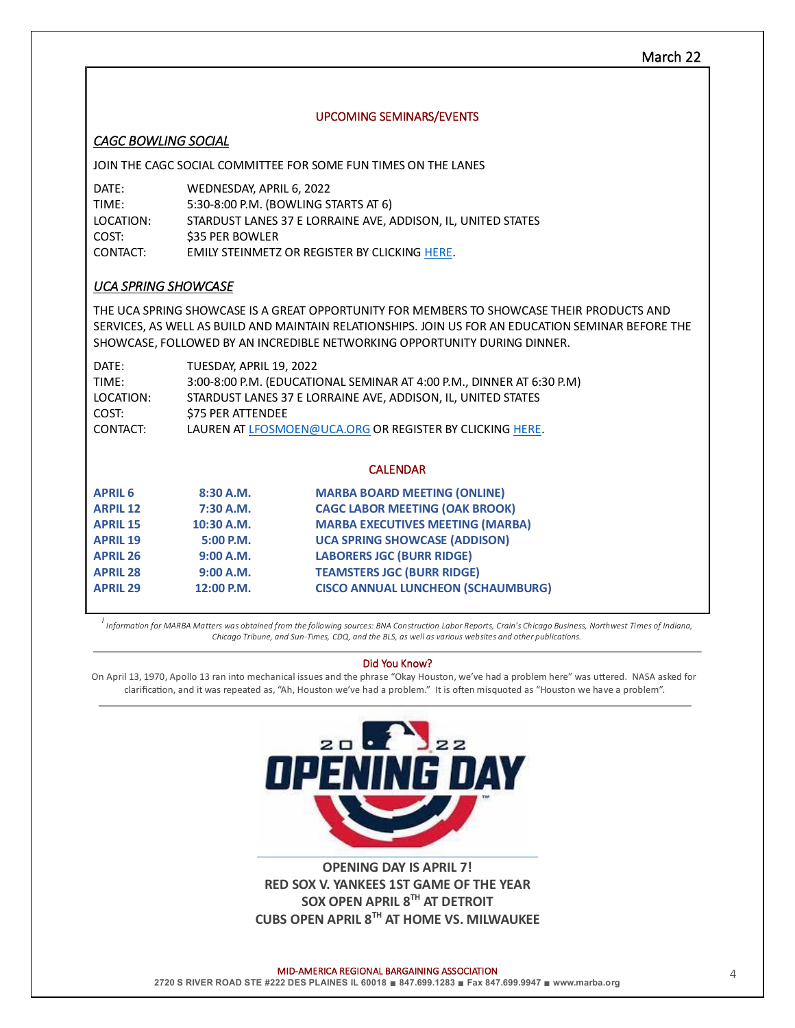## UPCOMING SEMINARS/EVENTS

### *CAGC BOWLING SOCIAL*

JOIN THE CAGC SOCIAL COMMITTEE FOR SOME FUN TIMES ON THE LANES

| | |
|---|---|
| DATE: | WEDNESDAY, APRIL 6, 2022 |
| TIME: | 5:30-8:00 P.M. (BOWLING STARTS AT 6) |
| LOCATION: | STARDUST LANES 37 E LORRAINE AVE, ADDISON, IL, UNITED STATES |
| COST: | $35 PER BOWLER |
| CONTACT: | EMILY STEINMETZ OR REGISTER BY CLICKING HERE. |

### *UCA SPRING SHOWCASE*

THE UCA SPRING SHOWCASE IS A GREAT OPPORTUNITY FOR MEMBERS TO SHOWCASE THEIR PRODUCTS AND SERVICES, AS WELL AS BUILD AND MAINTAIN RELATIONSHIPS. JOIN US FOR AN EDUCATION SEMINAR BEFORE THE SHOWCASE, FOLLOWED BY AN INCREDIBLE NETWORKING OPPORTUNITY DURING DINNER.

| | |
|---|---|
| DATE: | TUESDAY, APRIL 19, 2022 |
| TIME: | 3:00-8:00 P.M. (EDUCATIONAL SEMINAR AT 4:00 P.M., DINNER AT 6:30 P.M) |
| LOCATION: | STARDUST LANES 37 E LORRAINE AVE, ADDISON, IL, UNITED STATES |
| COST: | $75 PER ATTENDEE |
| CONTACT: | LAUREN AT LFOSMOEN@UCA.ORG OR REGISTER BY CLICKING HERE. |

## CALENDAR

| | | |
|---|---|---|
| **APRIL 6** | **8:30 A.M.** | **MARBA BOARD MEETING (ONLINE)** |
| **APRIL 12** | **7:30 A.M.** | **CAGC LABOR MEETING (OAK BROOK)** |
| **APRIL 15** | **10:30 A.M.** | **MARBA EXECUTIVES MEETING (MARBA)** |
| **APRIL 19** | **5:00 P.M.** | **UCA SPRING SHOWCASE (ADDISON)** |
| **APRIL 26** | **9:00 A.M.** | **LABORERS JGC (BURR RIDGE)** |
| **APRIL 28** | **9:00 A.M.** | **TEAMSTERS JGC (BURR RIDGE)** |
| **APRIL 29** | **12:00 P.M.** | **CISCO ANNUAL LUNCHEON (SCHAUMBURG)** |

[I] *Information for MARBA Matters was obtained from the following sources: BNA Construction Labor Reports, Crain's Chicago Business, Northwest Times of Indiana, Chicago Tribune, and Sun-Times, CDQ, and the BLS, as well as various websites and other publications.*

## Did You Know?

On April 13, 1970, Apollo 13 ran into mechanical issues and the phrase "Okay Houston, we've had a problem here" was uttered. NASA asked for clarification, and it was repeated as, "Ah, Houston we've had a problem." It is often misquoted as "Houston we have a problem".

2022 OPENING DAY

**OPENING DAY IS APRIL 7!**
**RED SOX V. YANKEES 1ST GAME OF THE YEAR**
**SOX OPEN APRIL 8TH AT DETROIT**
**CUBS OPEN APRIL 8TH AT HOME VS. MILWAUKEE**

MID-AMERICA REGIONAL BARGAINING ASSOCIATION
2720 S RIVER ROAD STE #222 DES PLAINES IL 60018 ■ 847.699.1283 ■ Fax 847.699.9947 ■ www.marba.org